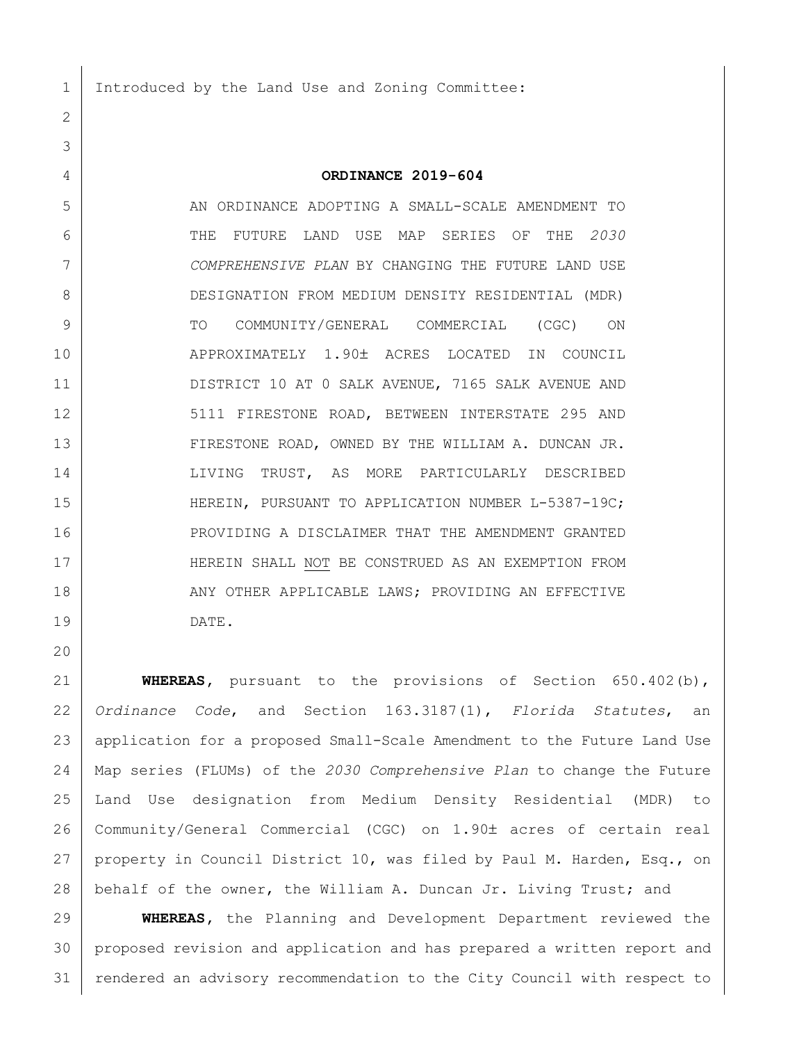Introduced by the Land Use and Zoning Committee:

**ORDINANCE 2019-604**

AN ORDINANCE ADOPTING A SMALL-SCALE AMENDMENT TO THE FUTURE LAND USE MAP SERIES OF THE *2030 COMPREHENSIVE PLAN* BY CHANGING THE FUTURE LAND USE DESIGNATION FROM MEDIUM DENSITY RESIDENTIAL (MDR) TO COMMUNITY/GENERAL COMMERCIAL (CGC) ON APPROXIMATELY 1.90± ACRES LOCATED IN COUNCIL DISTRICT 10 AT 0 SALK AVENUE, 7165 SALK AVENUE AND 5111 FIRESTONE ROAD, BETWEEN INTERSTATE 295 AND FIRESTONE ROAD, OWNED BY THE WILLIAM A. DUNCAN JR. LIVING TRUST, AS MORE PARTICULARLY DESCRIBED HEREIN, PURSUANT TO APPLICATION NUMBER L-5387-19C; PROVIDING A DISCLAIMER THAT THE AMENDMENT GRANTED HEREIN SHALL NOT BE CONSTRUED AS AN EXEMPTION FROM ANY OTHER APPLICABLE LAWS; PROVIDING AN EFFECTIVE DATE.

**WHEREAS**, pursuant to the provisions of Section 650.402(b), *Ordinance Code*, and Section 163.3187(1), *Florida Statutes*, an application for a proposed Small-Scale Amendment to the Future Land Use Map series (FLUMs) of the *2030 Comprehensive Plan* to change the Future Land Use designation from Medium Density Residential (MDR) to Community/General Commercial (CGC) on 1.90± acres of certain real property in Council District 10, was filed by Paul M. Harden, Esq., on behalf of the owner, the William A. Duncan Jr. Living Trust; and

**WHEREAS**, the Planning and Development Department reviewed the proposed revision and application and has prepared a written report and rendered an advisory recommendation to the City Council with respect to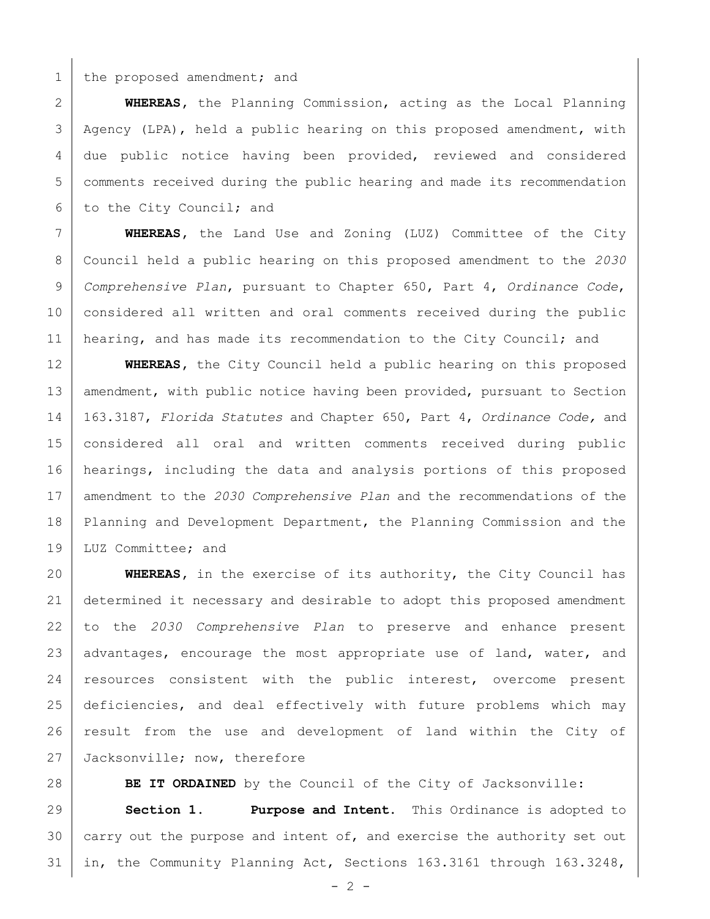the proposed amendment; and

**WHEREAS**, the Planning Commission, acting as the Local Planning Agency (LPA), held a public hearing on this proposed amendment, with due public notice having been provided, reviewed and considered comments received during the public hearing and made its recommendation to the City Council; and

**WHEREAS**, the Land Use and Zoning (LUZ) Committee of the City Council held a public hearing on this proposed amendment to the *2030 Comprehensive Plan*, pursuant to Chapter 650, Part 4, *Ordinance Code*, considered all written and oral comments received during the public hearing, and has made its recommendation to the City Council; and

**WHEREAS**, the City Council held a public hearing on this proposed amendment, with public notice having been provided, pursuant to Section 163.3187, *Florida Statutes* and Chapter 650, Part 4, *Ordinance Code,* and considered all oral and written comments received during public hearings, including the data and analysis portions of this proposed amendment to the *2030 Comprehensive Plan* and the recommendations of the Planning and Development Department, the Planning Commission and the LUZ Committee; and

**WHEREAS**, in the exercise of its authority, the City Council has determined it necessary and desirable to adopt this proposed amendment to the *2030 Comprehensive Plan* to preserve and enhance present advantages, encourage the most appropriate use of land, water, and resources consistent with the public interest, overcome present deficiencies, and deal effectively with future problems which may result from the use and development of land within the City of Jacksonville; now, therefore

**BE IT ORDAINED** by the Council of the City of Jacksonville:

**Section 1. Purpose and Intent.** This Ordinance is adopted to carry out the purpose and intent of, and exercise the authority set out in, the Community Planning Act, Sections 163.3161 through 163.3248,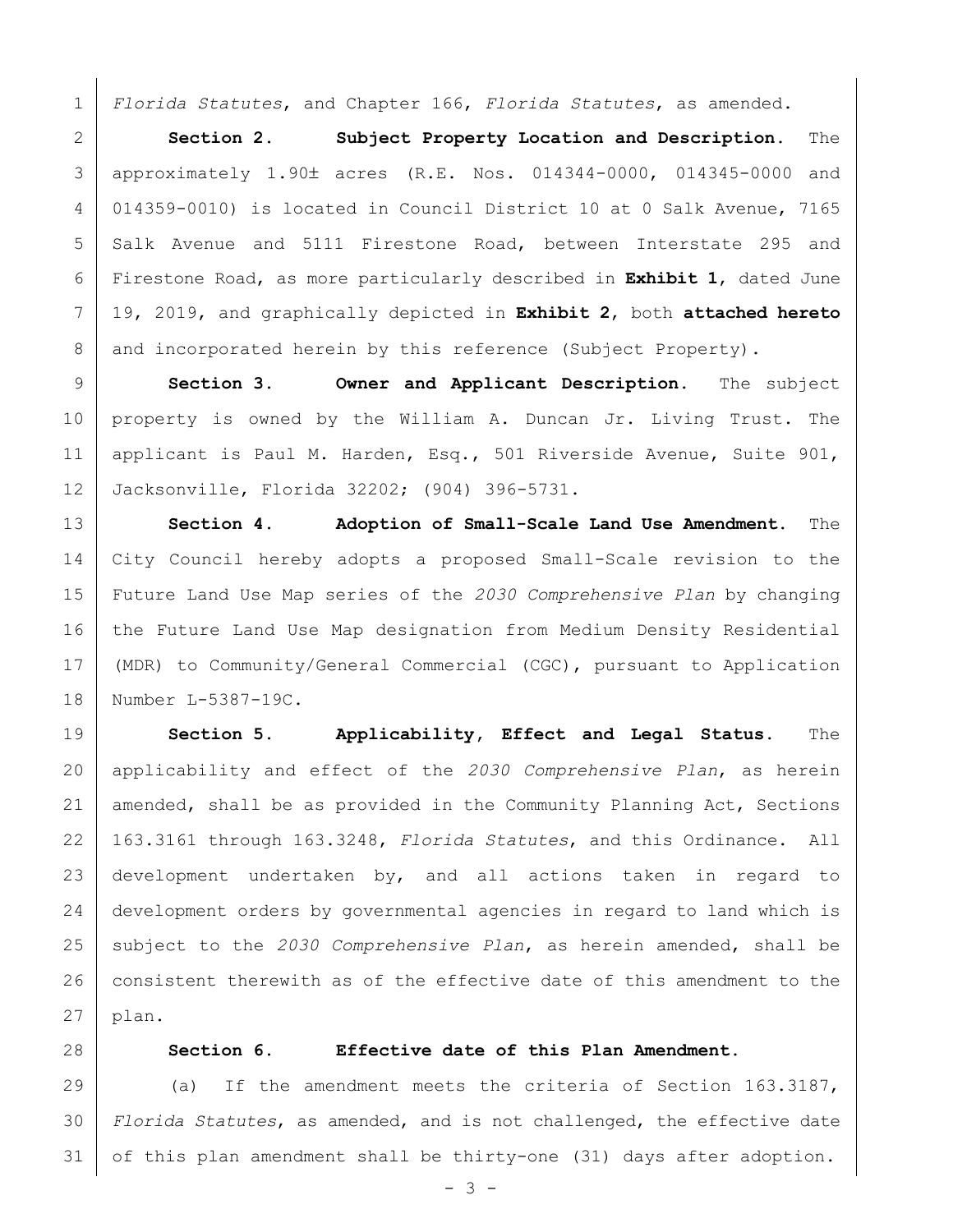*Florida Statutes*, and Chapter 166, *Florida Statutes*, as amended.

**Section 2. Subject Property Location and Description.** The approximately 1.90± acres (R.E. Nos. 014344-0000, 014345-0000 and 014359-0010) is located in Council District 10 at 0 Salk Avenue, 7165 Salk Avenue and 5111 Firestone Road, between Interstate 295 and Firestone Road, as more particularly described in **Exhibit 1**, dated June 19, 2019, and graphically depicted in **Exhibit 2**, both **attached hereto** and incorporated herein by this reference (Subject Property).

**Section 3. Owner and Applicant Description.** The subject property is owned by the William A. Duncan Jr. Living Trust. The applicant is Paul M. Harden, Esq., 501 Riverside Avenue, Suite 901, Jacksonville, Florida 32202; (904) 396-5731.

**Section 4. Adoption of Small-Scale Land Use Amendment.** The City Council hereby adopts a proposed Small-Scale revision to the Future Land Use Map series of the *2030 Comprehensive Plan* by changing the Future Land Use Map designation from Medium Density Residential (MDR) to Community/General Commercial (CGC), pursuant to Application Number L-5387-19C.

**Section 5. Applicability, Effect and Legal Status.** The applicability and effect of the *2030 Comprehensive Plan*, as herein amended, shall be as provided in the Community Planning Act, Sections 163.3161 through 163.3248, *Florida Statutes*, and this Ordinance. All development undertaken by, and all actions taken in regard to development orders by governmental agencies in regard to land which is subject to the *2030 Comprehensive Plan*, as herein amended, shall be consistent therewith as of the effective date of this amendment to the plan.

**Section 6. Effective date of this Plan Amendment.**

(a) If the amendment meets the criteria of Section 163.3187, *Florida Statutes*, as amended, and is not challenged, the effective date of this plan amendment shall be thirty-one (31) days after adoption.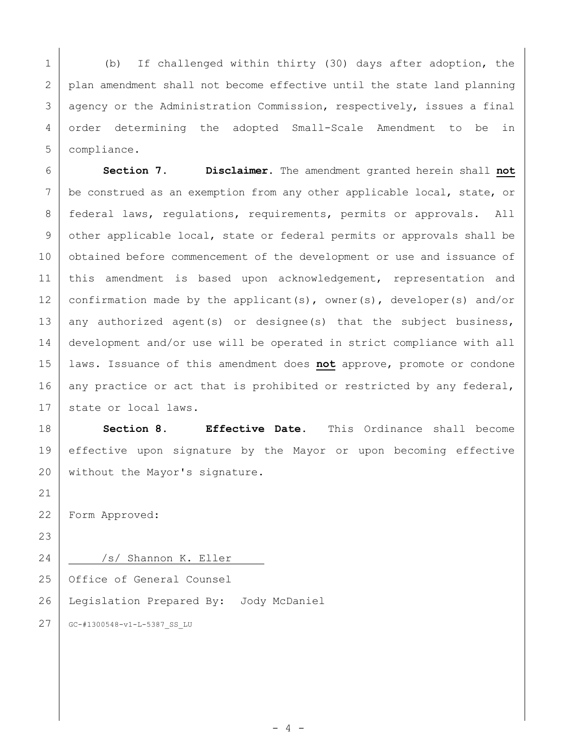(b) If challenged within thirty (30) days after adoption, the plan amendment shall not become effective until the state land planning agency or the Administration Commission, respectively, issues a final order determining the adopted Small-Scale Amendment to be in compliance.

**Section 7. Disclaimer.** The amendment granted herein shall **not** be construed as an exemption from any other applicable local, state, or federal laws, regulations, requirements, permits or approvals. All other applicable local, state or federal permits or approvals shall be obtained before commencement of the development or use and issuance of this amendment is based upon acknowledgement, representation and confirmation made by the applicant(s), owner(s), developer(s) and/or any authorized agent(s) or designee(s) that the subject business, development and/or use will be operated in strict compliance with all laws. Issuance of this amendment does **not** approve, promote or condone any practice or act that is prohibited or restricted by any federal, state or local laws.

**Section 8. Effective Date.** This Ordinance shall become effective upon signature by the Mayor or upon becoming effective without the Mayor's signature.

Form Approved:

/s/ Shannon K. Eller

Office of General Counsel

Legislation Prepared By: Jody McDaniel

GC-#1300548-v1-L-5387_SS_LU